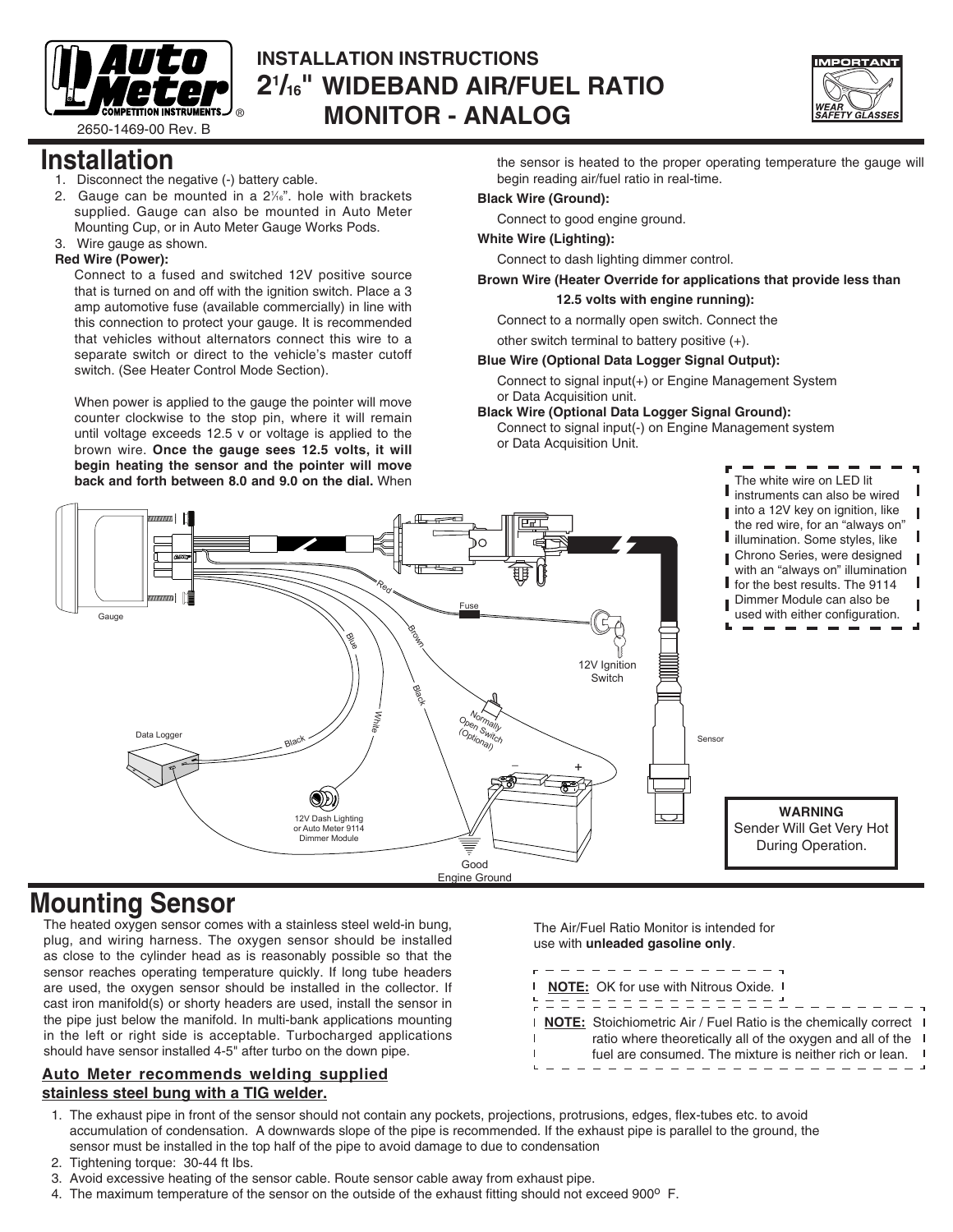# INSTALLATION INSTRUCTIONS
# 2 1/16" WIDEBAND AIR/FUEL RATIO MONITOR - ANALOG

2650-1469-00 Rev. B

IMPORTANT
WEAR SAFETY GLASSES

# Installation

1. Disconnect the negative (-) battery cable.
2. Gauge can be mounted in a 2 1/16". hole with brackets supplied. Gauge can also be mounted in Auto Meter Mounting Cup, or in Auto Meter Gauge Works Pods.
3. Wire gauge as shown.

**Red Wire (Power):**

Connect to a fused and switched 12V positive source that is turned on and off with the ignition switch. Place a 3 amp automotive fuse (available commercially) in line with this connection to protect your gauge. It is recommended that vehicles without alternators connect this wire to a separate switch or direct to the vehicle's master cutoff switch. (See Heater Control Mode Section).

When power is applied to the gauge the pointer will move counter clockwise to the stop pin, where it will remain until voltage exceeds 12.5 v or voltage is applied to the brown wire. **Once the gauge sees 12.5 volts, it will begin heating the sensor and the pointer will move back and forth between 8.0 and 9.0 on the dial.** When the sensor is heated to the proper operating temperature the gauge will begin reading air/fuel ratio in real-time.

**Black Wire (Ground):**

Connect to good engine ground.

**White Wire (Lighting):**

Connect to dash lighting dimmer control.

**Brown Wire (Heater Override for applications that provide less than 12.5 volts with engine running):**

Connect to a normally open switch. Connect the other switch terminal to battery positive (+).

**Blue Wire (Optional Data Logger Signal Output):**

Connect to signal input(+) or Engine Management System or Data Acquisition unit.

**Black Wire (Optional Data Logger Signal Ground):**

Connect to signal input(-) on Engine Management system or Data Acquisition Unit.

The white wire on LED lit instruments can also be wired into a 12V key on ignition, like the red wire, for an "always on" illumination. Some styles, like Chrono Series, were designed with an "always on" illumination for the best results. The 9114 Dimmer Module can also be used with either configuration.

Gauge, Red, Blue, Brown, Black, White, Fuse, 12V Ignition Switch, Normally Open Switch (Optional), Data Logger, Black, 12V Dash Lighting or Auto Meter 9114 Dimmer Module, Good Engine Ground, Sensor

**WARNING**
Sender Will Get Very Hot During Operation.

# Mounting Sensor

The heated oxygen sensor comes with a stainless steel weld-in bung, plug, and wiring harness. The oxygen sensor should be installed as close to the cylinder head as is reasonably possible so that the sensor reaches operating temperature quickly. If long tube headers are used, the oxygen sensor should be installed in the collector. If cast iron manifold(s) or shorty headers are used, install the sensor in the pipe just below the manifold. In multi-bank applications mounting in the left or right side is acceptable. Turbocharged applications should have sensor installed 4-5" after turbo on the down pipe.

**Auto Meter recommends welding supplied stainless steel bung with a TIG welder.**

The Air/Fuel Ratio Monitor is intended for use with **unleaded gasoline only**.

**NOTE:** OK for use with Nitrous Oxide.

**NOTE:** Stoichiometric Air / Fuel Ratio is the chemically correct ratio where theoretically all of the oxygen and all of the fuel are consumed. The mixture is neither rich or lean.

1. The exhaust pipe in front of the sensor should not contain any pockets, projections, protrusions, edges, flex-tubes etc. to avoid accumulation of condensation. A downwards slope of the pipe is recommended. If the exhaust pipe is parallel to the ground, the sensor must be installed in the top half of the pipe to avoid damage to due to condensation
2. Tightening torque: 30-44 ft lbs.
3. Avoid excessive heating of the sensor cable. Route sensor cable away from exhaust pipe.
4. The maximum temperature of the sensor on the outside of the exhaust fitting should not exceed 900º F.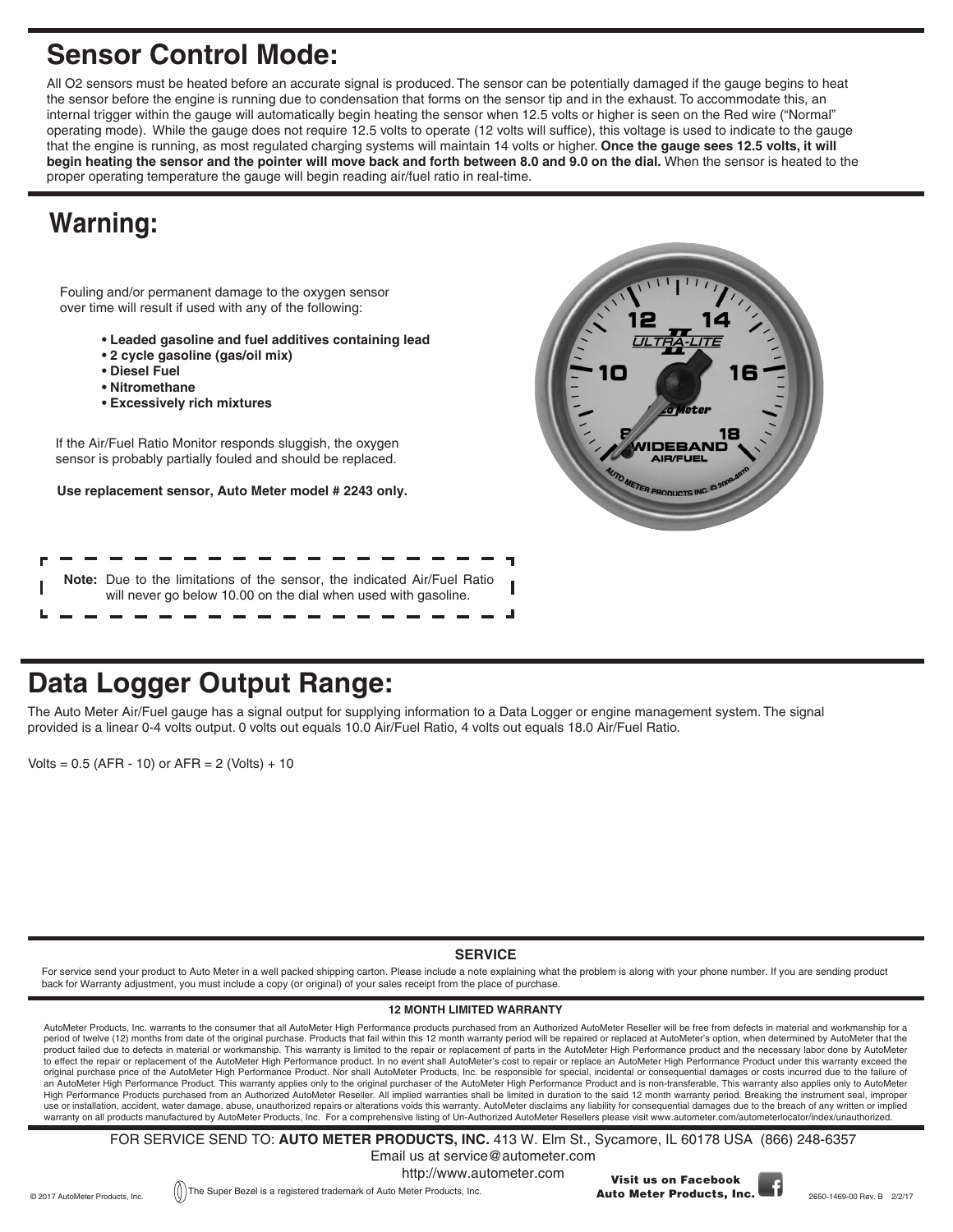## Sensor Control Mode:

All O2 sensors must be heated before an accurate signal is produced. The sensor can be potentially damaged if the gauge begins to heat the sensor before the engine is running due to condensation that forms on the sensor tip and in the exhaust. To accommodate this, an internal trigger within the gauge will automatically begin heating the sensor when 12.5 volts or higher is seen on the Red wire ("Normal" operating mode). While the gauge does not require 12.5 volts to operate (12 volts will suffice), this voltage is used to indicate to the gauge that the engine is running, as most regulated charging systems will maintain 14 volts or higher. **Once the gauge sees 12.5 volts, it will begin heating the sensor and the pointer will move back and forth between 8.0 and 9.0 on the dial.** When the sensor is heated to the proper operating temperature the gauge will begin reading air/fuel ratio in real-time.

## Warning:

Fouling and/or permanent damage to the oxygen sensor over time will result if used with any of the following:

- **Leaded gasoline and fuel additives containing lead**
- **2 cycle gasoline (gas/oil mix)**
- **Diesel Fuel**
- **Nitromethane**
- **Excessively rich mixtures**

If the Air/Fuel Ratio Monitor responds sluggish, the oxygen sensor is probably partially fouled and should be replaced.

**Use replacement sensor, Auto Meter model # 2243 only.**

**Note:** Due to the limitations of the sensor, the indicated Air/Fuel Ratio will never go below 10.00 on the dial when used with gasoline.

## Data Logger Output Range:

The Auto Meter Air/Fuel gauge has a signal output for supplying information to a Data Logger or engine management system. The signal provided is a linear 0-4 volts output. 0 volts out equals 10.0 Air/Fuel Ratio, 4 volts out equals 18.0 Air/Fuel Ratio.

$\text{Volts} = 0.5\,(\text{AFR} - 10)$ or $\text{AFR} = 2\,(\text{Volts}) + 10$

### SERVICE

For service send your product to Auto Meter in a well packed shipping carton. Please include a note explaining what the problem is along with your phone number. If you are sending product back for Warranty adjustment, you must include a copy (or original) of your sales receipt from the place of purchase.

### 12 MONTH LIMITED WARRANTY

AutoMeter Products, Inc. warrants to the consumer that all AutoMeter High Performance products purchased from an Authorized AutoMeter Reseller will be free from defects in material and workmanship for a period of twelve (12) months from date of the original purchase. Products that fail within this 12 month warranty period will be repaired or replaced at AutoMeter's option, when determined by AutoMeter that the product failed due to defects in material or workmanship. This warranty is limited to the repair or replacement of parts in the AutoMeter High Performance product and the necessary labor done by AutoMeter to effect the repair or replacement of the AutoMeter High Performance product. In no event shall AutoMeter's cost to repair or replace an AutoMeter High Performance Product under this warranty exceed the original purchase price of the AutoMeter High Performance Product. Nor shall AutoMeter Products, Inc. be responsible for special, incidental or consequential damages or costs incurred due to the failure of an AutoMeter High Performance Product. This warranty applies only to the original purchaser of the AutoMeter High Performance Product and is non-transferable. This warranty also applies only to AutoMeter High Performance Products purchased from an Authorized AutoMeter Reseller. All implied warranties shall be limited in duration to the said 12 month warranty period. Breaking the instrument seal, improper use or installation, accident, water damage, abuse, unauthorized repairs or alterations voids this warranty. AutoMeter disclaims any liability for consequential damages due to the breach of any written or implied warranty on all products manufactured by AutoMeter Products, Inc. For a comprehensive listing of Un-Authorized AutoMeter Resellers please visit www.autometer.com/autometerlocator/index/unauthorized.

FOR SERVICE SEND TO: **AUTO METER PRODUCTS, INC.** 413 W. Elm St., Sycamore, IL 60178 USA (866) 248-6357
Email us at service@autometer.com
http://www.autometer.com

**Visit us on Facebook**
**Auto Meter Products, Inc.**

© 2017 AutoMeter Products, Inc.

The Super Bezel is a registered trademark of Auto Meter Products, Inc.

2650-1469-00 Rev. B 2/2/17